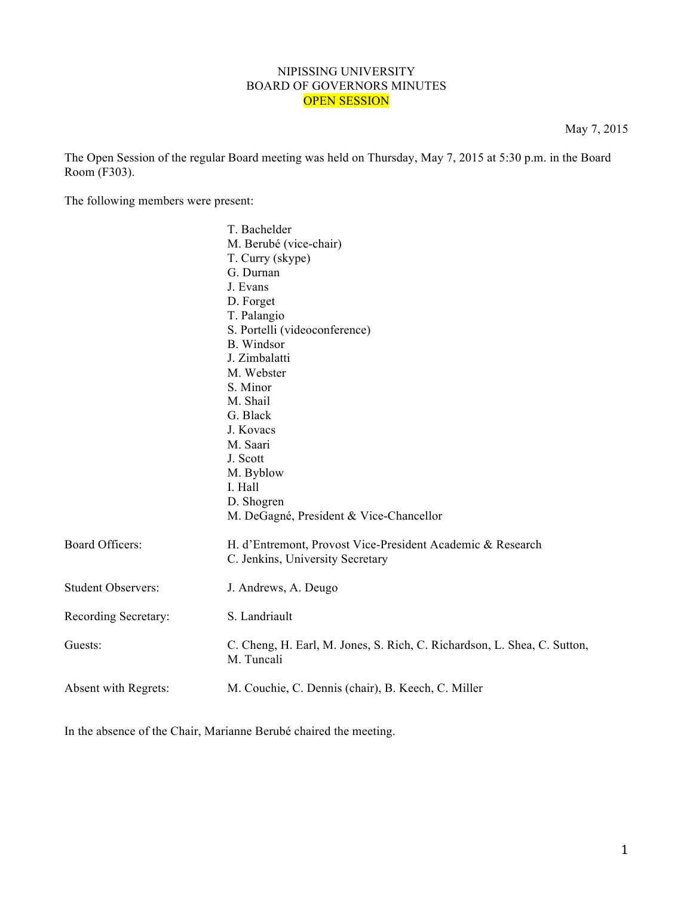NIPISSING UNIVERSITY
BOARD OF GOVERNORS MINUTES
OPEN SESSION

May 7, 2015

The Open Session of the regular Board meeting was held on Thursday, May 7, 2015 at 5:30 p.m. in the Board Room (F303).

The following members were present:

T. Bachelder
M. Berubé (vice-chair)
T. Curry (skype)
G. Durnan
J. Evans
D. Forget
T. Palangio
S. Portelli (videoconference)
B. Windsor
J. Zimbalatti
M. Webster
S. Minor
M. Shail
G. Black
J. Kovacs
M. Saari
J. Scott
M. Byblow
I. Hall
D. Shogren
M. DeGagné, President & Vice-Chancellor

Board Officers: H. d'Entremont, Provost Vice-President Academic & Research
C. Jenkins, University Secretary

Student Observers: J. Andrews, A. Deugo

Recording Secretary: S. Landriault

Guests: C. Cheng, H. Earl, M. Jones, S. Rich, C. Richardson, L. Shea, C. Sutton, M. Tuncali

Absent with Regrets: M. Couchie, C. Dennis (chair), B. Keech, C. Miller

In the absence of the Chair, Marianne Berubé chaired the meeting.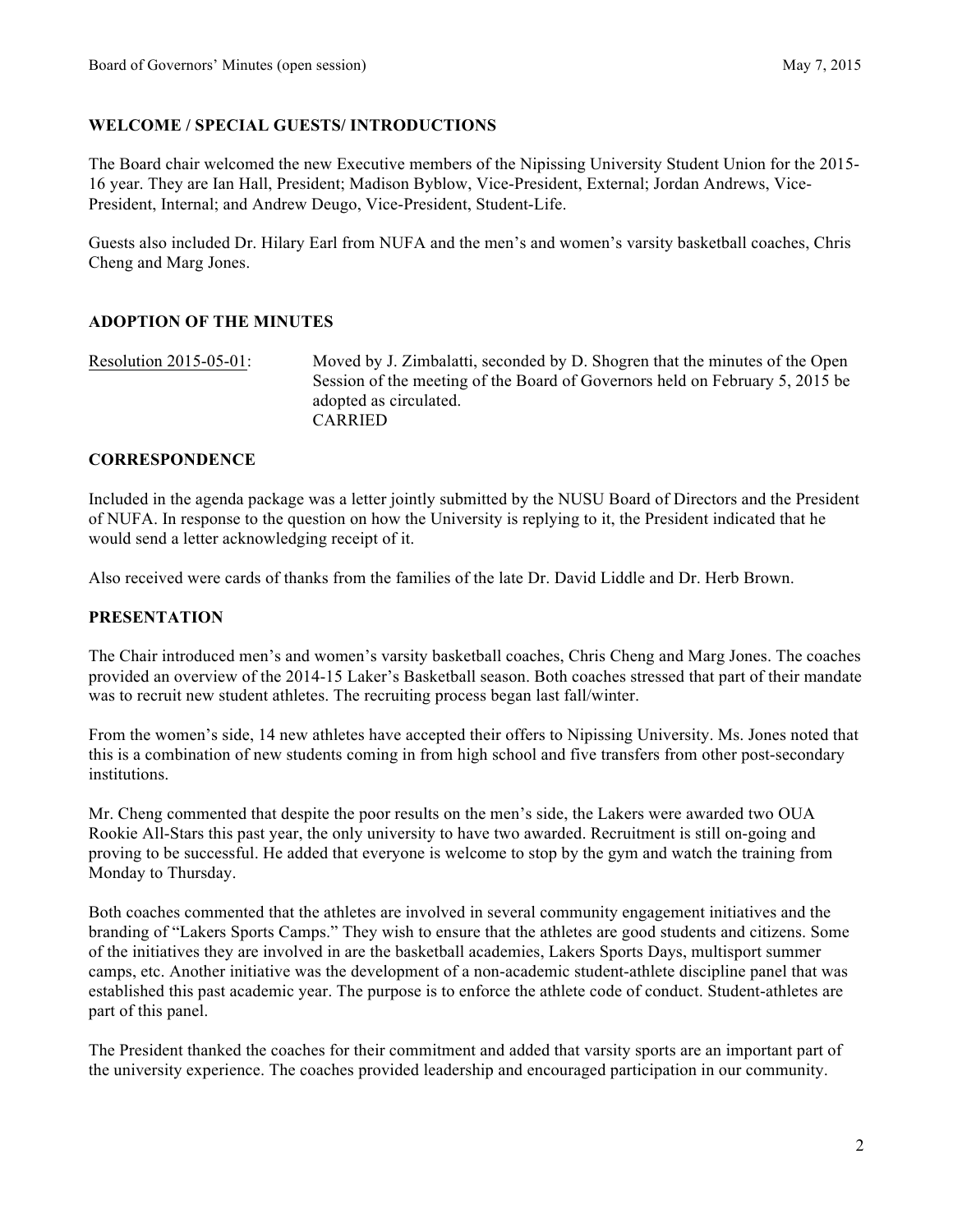## WELCOME / SPECIAL GUESTS/ INTRODUCTIONS

The Board chair welcomed the new Executive members of the Nipissing University Student Union for the 2015-16 year. They are Ian Hall, President; Madison Byblow, Vice-President, External; Jordan Andrews, Vice-President, Internal; and Andrew Deugo, Vice-President, Student-Life.

Guests also included Dr. Hilary Earl from NUFA and the men's and women's varsity basketball coaches, Chris Cheng and Marg Jones.

## ADOPTION OF THE MINUTES

Resolution 2015-05-01: Moved by J. Zimbalatti, seconded by D. Shogren that the minutes of the Open Session of the meeting of the Board of Governors held on February 5, 2015 be adopted as circulated.
CARRIED

## CORRESPONDENCE

Included in the agenda package was a letter jointly submitted by the NUSU Board of Directors and the President of NUFA. In response to the question on how the University is replying to it, the President indicated that he would send a letter acknowledging receipt of it.

Also received were cards of thanks from the families of the late Dr. David Liddle and Dr. Herb Brown.

## PRESENTATION

The Chair introduced men's and women's varsity basketball coaches, Chris Cheng and Marg Jones. The coaches provided an overview of the 2014-15 Laker's Basketball season. Both coaches stressed that part of their mandate was to recruit new student athletes. The recruiting process began last fall/winter.

From the women's side, 14 new athletes have accepted their offers to Nipissing University. Ms. Jones noted that this is a combination of new students coming in from high school and five transfers from other post-secondary institutions.

Mr. Cheng commented that despite the poor results on the men's side, the Lakers were awarded two OUA Rookie All-Stars this past year, the only university to have two awarded. Recruitment is still on-going and proving to be successful. He added that everyone is welcome to stop by the gym and watch the training from Monday to Thursday.

Both coaches commented that the athletes are involved in several community engagement initiatives and the branding of "Lakers Sports Camps." They wish to ensure that the athletes are good students and citizens. Some of the initiatives they are involved in are the basketball academies, Lakers Sports Days, multisport summer camps, etc. Another initiative was the development of a non-academic student-athlete discipline panel that was established this past academic year. The purpose is to enforce the athlete code of conduct. Student-athletes are part of this panel.

The President thanked the coaches for their commitment and added that varsity sports are an important part of the university experience. The coaches provided leadership and encouraged participation in our community.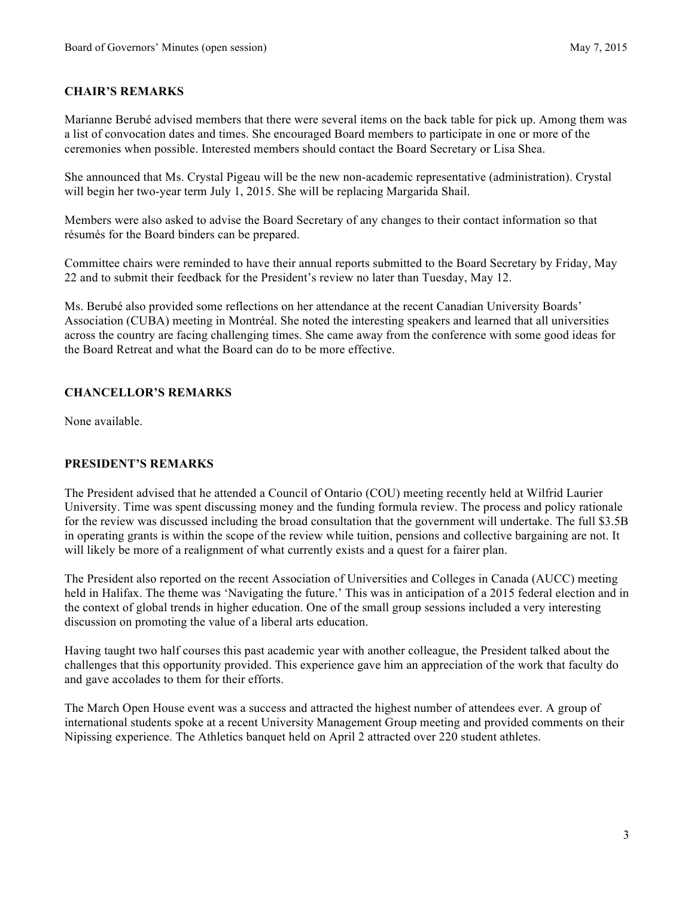## CHAIR'S REMARKS

Marianne Berubé advised members that there were several items on the back table for pick up. Among them was a list of convocation dates and times. She encouraged Board members to participate in one or more of the ceremonies when possible. Interested members should contact the Board Secretary or Lisa Shea.

She announced that Ms. Crystal Pigeau will be the new non-academic representative (administration). Crystal will begin her two-year term July 1, 2015. She will be replacing Margarida Shail.

Members were also asked to advise the Board Secretary of any changes to their contact information so that résumés for the Board binders can be prepared.

Committee chairs were reminded to have their annual reports submitted to the Board Secretary by Friday, May 22 and to submit their feedback for the President's review no later than Tuesday, May 12.

Ms. Berubé also provided some reflections on her attendance at the recent Canadian University Boards' Association (CUBA) meeting in Montréal. She noted the interesting speakers and learned that all universities across the country are facing challenging times. She came away from the conference with some good ideas for the Board Retreat and what the Board can do to be more effective.

## CHANCELLOR'S REMARKS

None available.

## PRESIDENT'S REMARKS

The President advised that he attended a Council of Ontario (COU) meeting recently held at Wilfrid Laurier University. Time was spent discussing money and the funding formula review. The process and policy rationale for the review was discussed including the broad consultation that the government will undertake. The full $3.5B in operating grants is within the scope of the review while tuition, pensions and collective bargaining are not. It will likely be more of a realignment of what currently exists and a quest for a fairer plan.

The President also reported on the recent Association of Universities and Colleges in Canada (AUCC) meeting held in Halifax. The theme was 'Navigating the future.' This was in anticipation of a 2015 federal election and in the context of global trends in higher education. One of the small group sessions included a very interesting discussion on promoting the value of a liberal arts education.

Having taught two half courses this past academic year with another colleague, the President talked about the challenges that this opportunity provided. This experience gave him an appreciation of the work that faculty do and gave accolades to them for their efforts.

The March Open House event was a success and attracted the highest number of attendees ever. A group of international students spoke at a recent University Management Group meeting and provided comments on their Nipissing experience. The Athletics banquet held on April 2 attracted over 220 student athletes.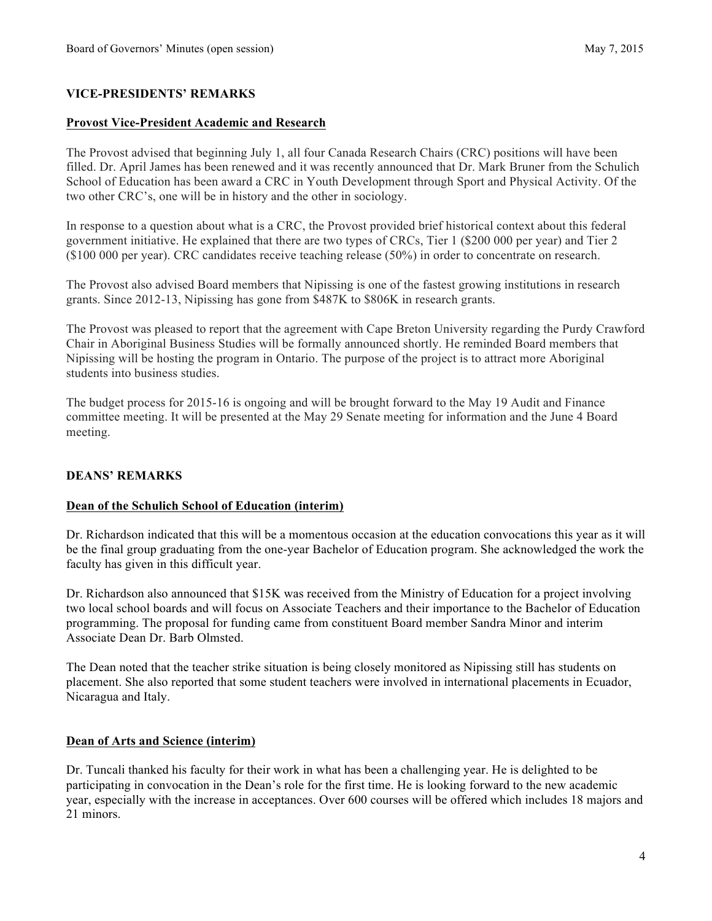## VICE-PRESIDENTS' REMARKS

### Provost Vice-President Academic and Research

The Provost advised that beginning July 1, all four Canada Research Chairs (CRC) positions will have been filled. Dr. April James has been renewed and it was recently announced that Dr. Mark Bruner from the Schulich School of Education has been award a CRC in Youth Development through Sport and Physical Activity. Of the two other CRC's, one will be in history and the other in sociology.

In response to a question about what is a CRC, the Provost provided brief historical context about this federal government initiative. He explained that there are two types of CRCs, Tier 1 ($200 000 per year) and Tier 2 ($100 000 per year). CRC candidates receive teaching release (50%) in order to concentrate on research.

The Provost also advised Board members that Nipissing is one of the fastest growing institutions in research grants. Since 2012-13, Nipissing has gone from $487K to $806K in research grants.

The Provost was pleased to report that the agreement with Cape Breton University regarding the Purdy Crawford Chair in Aboriginal Business Studies will be formally announced shortly. He reminded Board members that Nipissing will be hosting the program in Ontario. The purpose of the project is to attract more Aboriginal students into business studies.

The budget process for 2015-16 is ongoing and will be brought forward to the May 19 Audit and Finance committee meeting. It will be presented at the May 29 Senate meeting for information and the June 4 Board meeting.

## DEANS' REMARKS

### Dean of the Schulich School of Education (interim)

Dr. Richardson indicated that this will be a momentous occasion at the education convocations this year as it will be the final group graduating from the one-year Bachelor of Education program. She acknowledged the work the faculty has given in this difficult year.

Dr. Richardson also announced that $15K was received from the Ministry of Education for a project involving two local school boards and will focus on Associate Teachers and their importance to the Bachelor of Education programming. The proposal for funding came from constituent Board member Sandra Minor and interim Associate Dean Dr. Barb Olmsted.

The Dean noted that the teacher strike situation is being closely monitored as Nipissing still has students on placement. She also reported that some student teachers were involved in international placements in Ecuador, Nicaragua and Italy.

### Dean of Arts and Science (interim)

Dr. Tuncali thanked his faculty for their work in what has been a challenging year. He is delighted to be participating in convocation in the Dean's role for the first time. He is looking forward to the new academic year, especially with the increase in acceptances. Over 600 courses will be offered which includes 18 majors and 21 minors.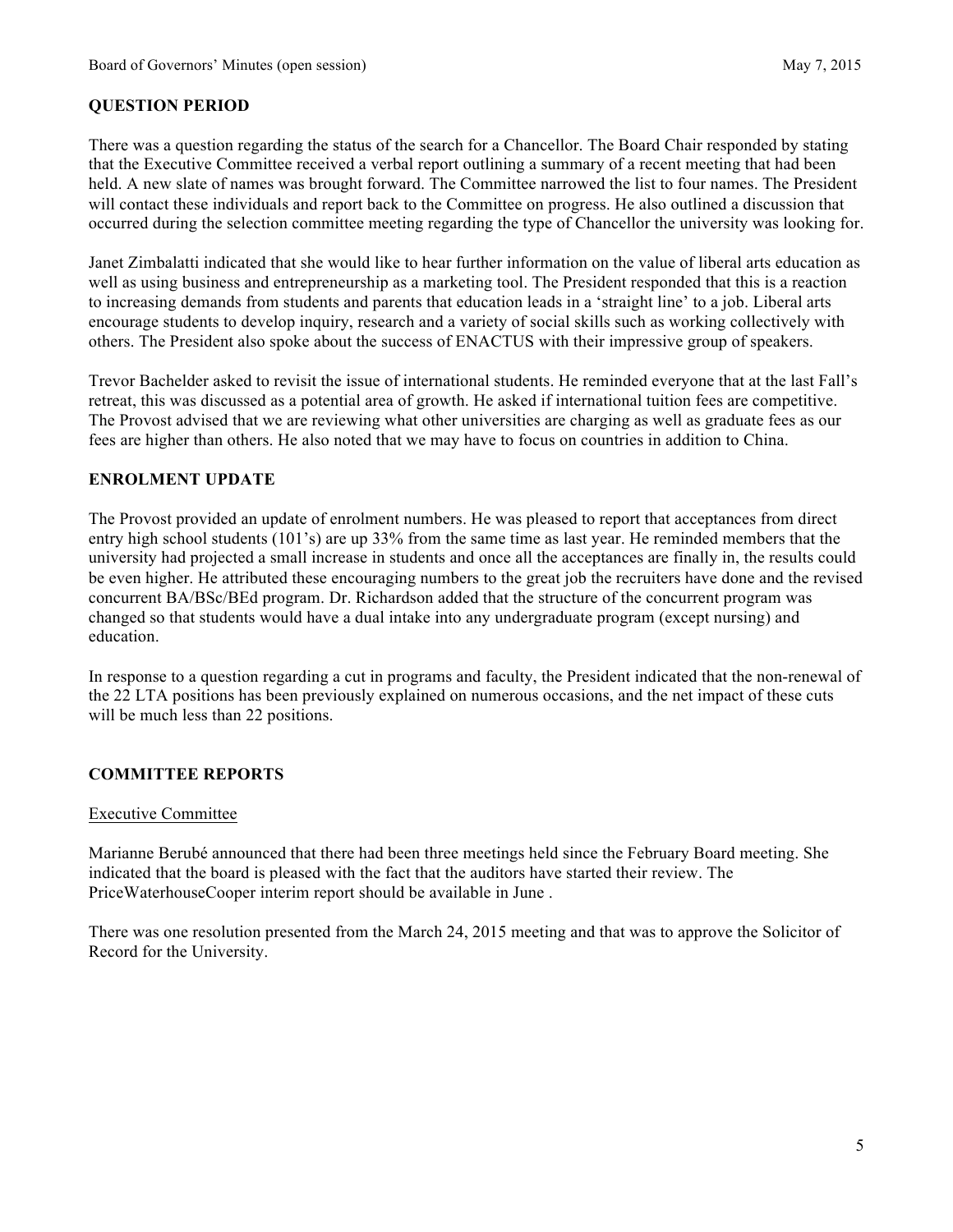## QUESTION PERIOD

There was a question regarding the status of the search for a Chancellor. The Board Chair responded by stating that the Executive Committee received a verbal report outlining a summary of a recent meeting that had been held. A new slate of names was brought forward. The Committee narrowed the list to four names. The President will contact these individuals and report back to the Committee on progress. He also outlined a discussion that occurred during the selection committee meeting regarding the type of Chancellor the university was looking for.

Janet Zimbalatti indicated that she would like to hear further information on the value of liberal arts education as well as using business and entrepreneurship as a marketing tool. The President responded that this is a reaction to increasing demands from students and parents that education leads in a 'straight line' to a job. Liberal arts encourage students to develop inquiry, research and a variety of social skills such as working collectively with others. The President also spoke about the success of ENACTUS with their impressive group of speakers.

Trevor Bachelder asked to revisit the issue of international students. He reminded everyone that at the last Fall's retreat, this was discussed as a potential area of growth. He asked if international tuition fees are competitive. The Provost advised that we are reviewing what other universities are charging as well as graduate fees as our fees are higher than others. He also noted that we may have to focus on countries in addition to China.

## ENROLMENT UPDATE

The Provost provided an update of enrolment numbers. He was pleased to report that acceptances from direct entry high school students (101's) are up 33% from the same time as last year. He reminded members that the university had projected a small increase in students and once all the acceptances are finally in, the results could be even higher. He attributed these encouraging numbers to the great job the recruiters have done and the revised concurrent BA/BSc/BEd program. Dr. Richardson added that the structure of the concurrent program was changed so that students would have a dual intake into any undergraduate program (except nursing) and education.

In response to a question regarding a cut in programs and faculty, the President indicated that the non-renewal of the 22 LTA positions has been previously explained on numerous occasions, and the net impact of these cuts will be much less than 22 positions.

## COMMITTEE REPORTS

### Executive Committee

Marianne Berubé announced that there had been three meetings held since the February Board meeting. She indicated that the board is pleased with the fact that the auditors have started their review. The PriceWaterhouseCooper interim report should be available in June .

There was one resolution presented from the March 24, 2015 meeting and that was to approve the Solicitor of Record for the University.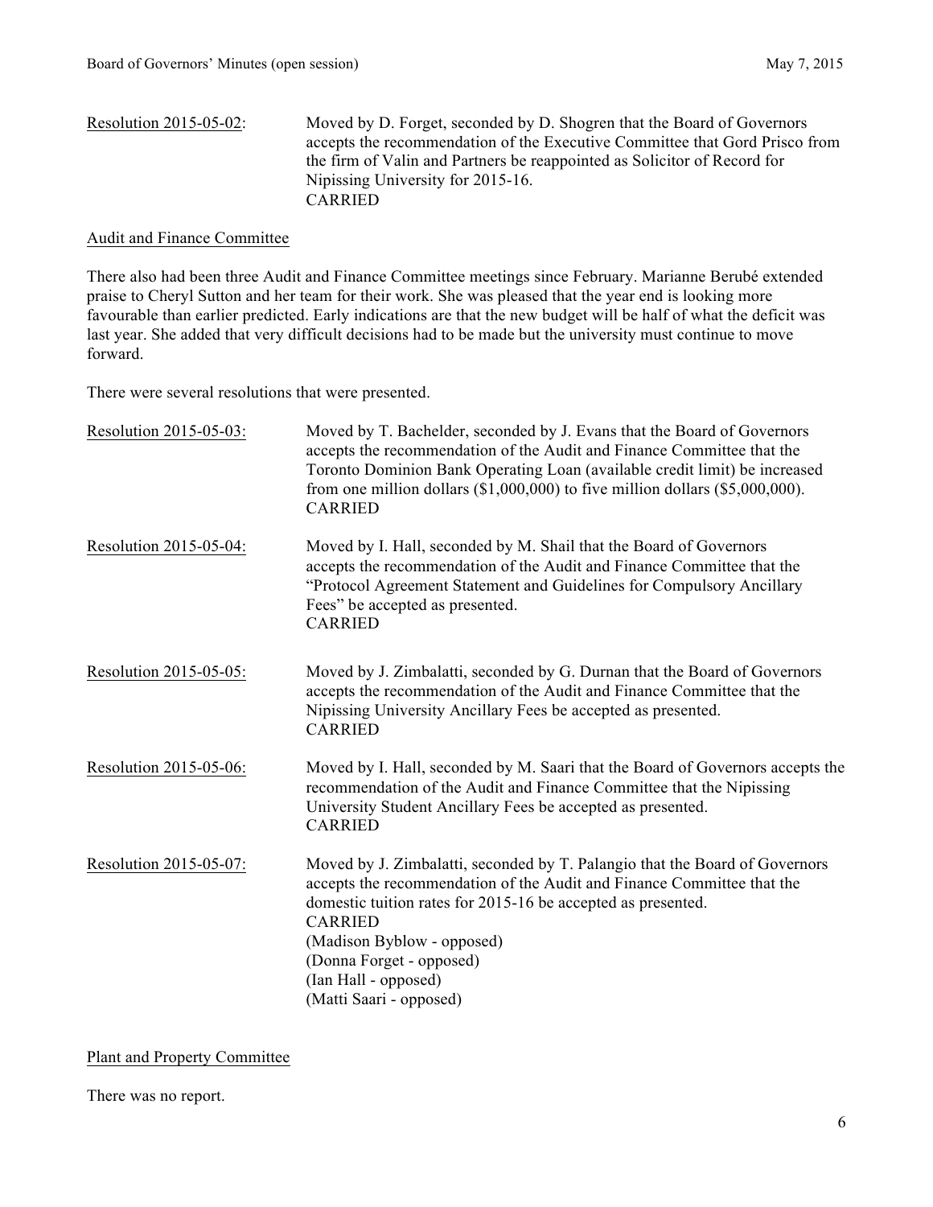Resolution 2015-05-02: Moved by D. Forget, seconded by D. Shogren that the Board of Governors accepts the recommendation of the Executive Committee that Gord Prisco from the firm of Valin and Partners be reappointed as Solicitor of Record for Nipissing University for 2015-16.
CARRIED

## Audit and Finance Committee

There also had been three Audit and Finance Committee meetings since February. Marianne Berubé extended praise to Cheryl Sutton and her team for their work. She was pleased that the year end is looking more favourable than earlier predicted. Early indications are that the new budget will be half of what the deficit was last year. She added that very difficult decisions had to be made but the university must continue to move forward.

There were several resolutions that were presented.

Resolution 2015-05-03: Moved by T. Bachelder, seconded by J. Evans that the Board of Governors accepts the recommendation of the Audit and Finance Committee that the Toronto Dominion Bank Operating Loan (available credit limit) be increased from one million dollars ($1,000,000) to five million dollars ($5,000,000).
CARRIED

Resolution 2015-05-04: Moved by I. Hall, seconded by M. Shail that the Board of Governors accepts the recommendation of the Audit and Finance Committee that the "Protocol Agreement Statement and Guidelines for Compulsory Ancillary Fees" be accepted as presented.
CARRIED

Resolution 2015-05-05: Moved by J. Zimbalatti, seconded by G. Durnan that the Board of Governors accepts the recommendation of the Audit and Finance Committee that the Nipissing University Ancillary Fees be accepted as presented.
CARRIED

Resolution 2015-05-06: Moved by I. Hall, seconded by M. Saari that the Board of Governors accepts the recommendation of the Audit and Finance Committee that the Nipissing University Student Ancillary Fees be accepted as presented.
CARRIED

Resolution 2015-05-07: Moved by J. Zimbalatti, seconded by T. Palangio that the Board of Governors accepts the recommendation of the Audit and Finance Committee that the domestic tuition rates for 2015-16 be accepted as presented.
CARRIED
(Madison Byblow - opposed)
(Donna Forget - opposed)
(Ian Hall - opposed)
(Matti Saari - opposed)

## Plant and Property Committee

There was no report.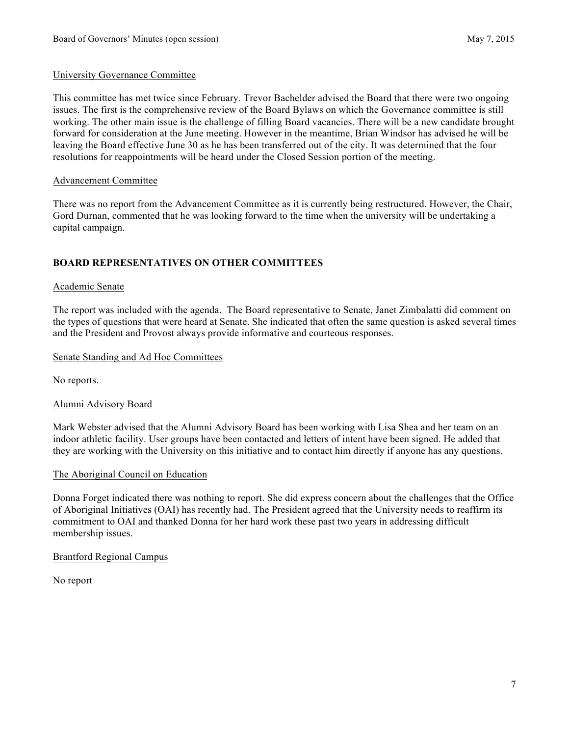University Governance Committee

This committee has met twice since February. Trevor Bachelder advised the Board that there were two ongoing issues. The first is the comprehensive review of the Board Bylaws on which the Governance committee is still working. The other main issue is the challenge of filling Board vacancies. There will be a new candidate brought forward for consideration at the June meeting. However in the meantime, Brian Windsor has advised he will be leaving the Board effective June 30 as he has been transferred out of the city. It was determined that the four resolutions for reappointments will be heard under the Closed Session portion of the meeting.

Advancement Committee

There was no report from the Advancement Committee as it is currently being restructured. However, the Chair, Gord Durnan, commented that he was looking forward to the time when the university will be undertaking a capital campaign.

## BOARD REPRESENTATIVES ON OTHER COMMITTEES

Academic Senate

The report was included with the agenda. The Board representative to Senate, Janet Zimbalatti did comment on the types of questions that were heard at Senate. She indicated that often the same question is asked several times and the President and Provost always provide informative and courteous responses.

Senate Standing and Ad Hoc Committees

No reports.

Alumni Advisory Board

Mark Webster advised that the Alumni Advisory Board has been working with Lisa Shea and her team on an indoor athletic facility. User groups have been contacted and letters of intent have been signed. He added that they are working with the University on this initiative and to contact him directly if anyone has any questions.

The Aboriginal Council on Education

Donna Forget indicated there was nothing to report. She did express concern about the challenges that the Office of Aboriginal Initiatives (OAI) has recently had. The President agreed that the University needs to reaffirm its commitment to OAI and thanked Donna for her hard work these past two years in addressing difficult membership issues.

Brantford Regional Campus

No report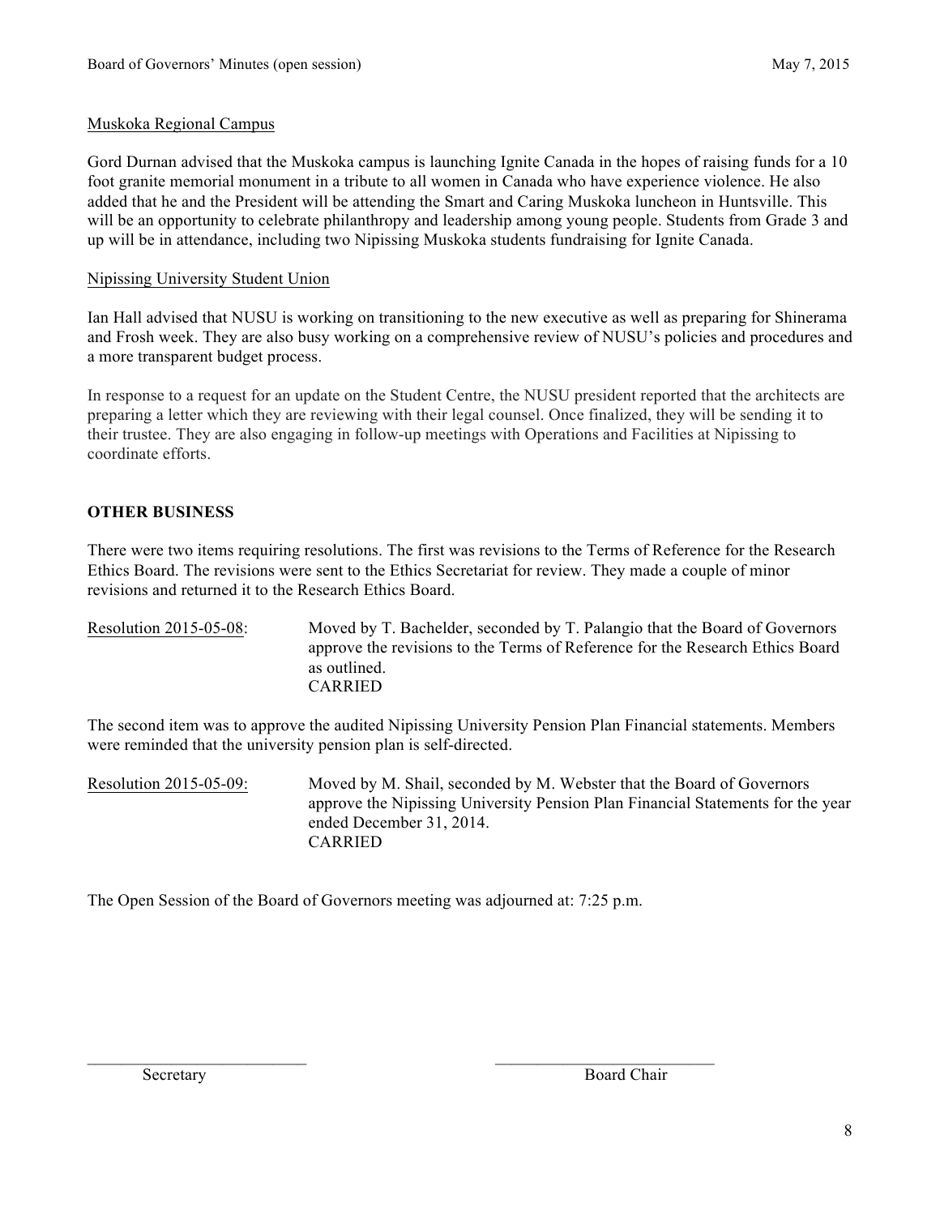Muskoka Regional Campus

Gord Durnan advised that the Muskoka campus is launching Ignite Canada in the hopes of raising funds for a 10 foot granite memorial monument in a tribute to all women in Canada who have experience violence. He also added that he and the President will be attending the Smart and Caring Muskoka luncheon in Huntsville. This will be an opportunity to celebrate philanthropy and leadership among young people. Students from Grade 3 and up will be in attendance, including two Nipissing Muskoka students fundraising for Ignite Canada.

Nipissing University Student Union

Ian Hall advised that NUSU is working on transitioning to the new executive as well as preparing for Shinerama and Frosh week. They are also busy working on a comprehensive review of NUSU's policies and procedures and a more transparent budget process.

In response to a request for an update on the Student Centre, the NUSU president reported that the architects are preparing a letter which they are reviewing with their legal counsel. Once finalized, they will be sending it to their trustee. They are also engaging in follow-up meetings with Operations and Facilities at Nipissing to coordinate efforts.

## OTHER BUSINESS

There were two items requiring resolutions. The first was revisions to the Terms of Reference for the Research Ethics Board. The revisions were sent to the Ethics Secretariat for review. They made a couple of minor revisions and returned it to the Research Ethics Board.

Resolution 2015-05-08: Moved by T. Bachelder, seconded by T. Palangio that the Board of Governors approve the revisions to the Terms of Reference for the Research Ethics Board as outlined.
CARRIED

The second item was to approve the audited Nipissing University Pension Plan Financial statements. Members were reminded that the university pension plan is self-directed.

Resolution 2015-05-09: Moved by M. Shail, seconded by M. Webster that the Board of Governors approve the Nipissing University Pension Plan Financial Statements for the year ended December 31, 2014.
CARRIED

The Open Session of the Board of Governors meeting was adjourned at: 7:25 p.m.

___________________________ Secretary

___________________________ Board Chair